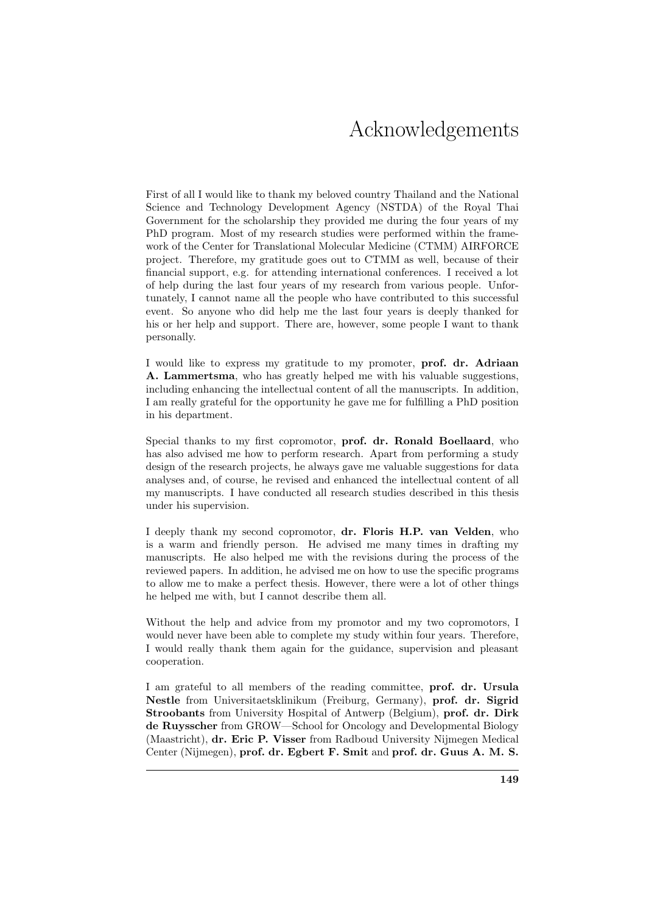# Acknowledgements

First of all I would like to thank my beloved country Thailand and the National Science and Technology Development Agency (NSTDA) of the Royal Thai Government for the scholarship they provided me during the four years of my PhD program. Most of my research studies were performed within the framework of the Center for Translational Molecular Medicine (CTMM) AIRFORCE project. Therefore, my gratitude goes out to CTMM as well, because of their financial support, e.g. for attending international conferences. I received a lot of help during the last four years of my research from various people. Unfortunately, I cannot name all the people who have contributed to this successful event. So anyone who did help me the last four years is deeply thanked for his or her help and support. There are, however, some people I want to thank personally.

I would like to express my gratitude to my promoter, **prof. dr. Adriaan A. Lammertsma**, who has greatly helped me with his valuable suggestions, including enhancing the intellectual content of all the manuscripts. In addition, I am really grateful for the opportunity he gave me for fulfilling a PhD position in his department.

Special thanks to my first copromotor, **prof. dr. Ronald Boellaard**, who has also advised me how to perform research. Apart from performing a study design of the research projects, he always gave me valuable suggestions for data analyses and, of course, he revised and enhanced the intellectual content of all my manuscripts. I have conducted all research studies described in this thesis under his supervision.

I deeply thank my second copromotor, **dr. Floris H.P. van Velden**, who is a warm and friendly person. He advised me many times in drafting my manuscripts. He also helped me with the revisions during the process of the reviewed papers. In addition, he advised me on how to use the specific programs to allow me to make a perfect thesis. However, there were a lot of other things he helped me with, but I cannot describe them all.

Without the help and advice from my promotor and my two copromotors, I would never have been able to complete my study within four years. Therefore, I would really thank them again for the guidance, supervision and pleasant cooperation.

I am grateful to all members of the reading committee, **prof. dr. Ursula Nestle** from Universitaetsklinikum (Freiburg, Germany), **prof. dr. Sigrid Stroobants** from University Hospital of Antwerp (Belgium), **prof. dr. Dirk de Ruysscher** from GROW—School for Oncology and Developmental Biology (Maastricht), **dr. Eric P. Visser** from Radboud University Nijmegen Medical Center (Nijmegen), **prof. dr. Egbert F. Smit** and **prof. dr. Guus A. M. S.**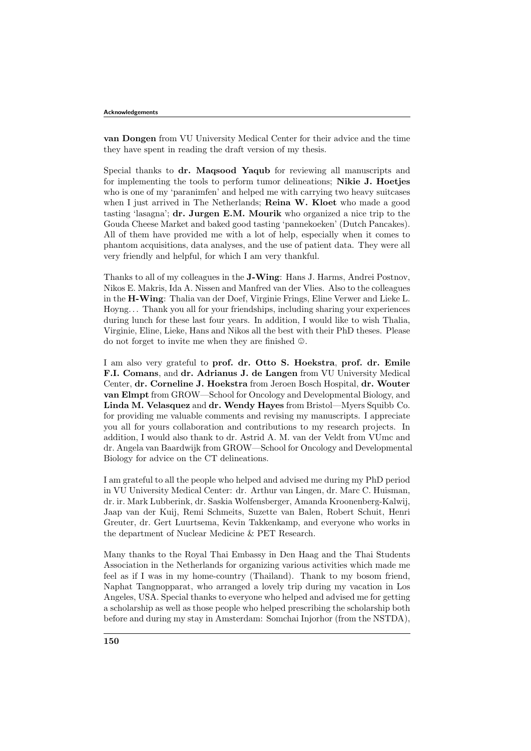**van Dongen** from VU University Medical Center for their advice and the time they have spent in reading the draft version of my thesis.

Special thanks to **dr. Maqsood Yaqub** for reviewing all manuscripts and for implementing the tools to perform tumor delineations; **Nikie J. Hoetjes** who is one of my 'paranimfen' and helped me with carrying two heavy suitcases when I just arrived in The Netherlands; **Reina W. Kloet** who made a good tasting 'lasagna'; **dr. Jurgen E.M. Mourik** who organized a nice trip to the Gouda Cheese Market and baked good tasting 'pannekoeken' (Dutch Pancakes). All of them have provided me with a lot of help, especially when it comes to phantom acquisitions, data analyses, and the use of patient data. They were all very friendly and helpful, for which I am very thankful.

Thanks to all of my colleagues in the **J-Wing**: Hans J. Harms, Andrei Postnov, Nikos E. Makris, Ida A. Nissen and Manfred van der Vlies. Also to the colleagues in the **H-Wing**: Thalia van der Doef, Virginie Frings, Eline Verwer and Lieke L. Hoyng... Thank you all for your friendships, including sharing your experiences during lunch for these last four years. In addition, I would like to wish Thalia, Virginie, Eline, Lieke, Hans and Nikos all the best with their PhD theses. Please do not forget to invite me when they are finished ☺.

I am also very grateful to **prof. dr. Otto S. Hoekstra**, **prof. dr. Emile F.I. Comans**, and **dr. Adrianus J. de Langen** from VU University Medical Center, **dr. Corneline J. Hoekstra** from Jeroen Bosch Hospital, **dr. Wouter van Elmpt** from GROW—School for Oncology and Developmental Biology, and **Linda M. Velasquez** and **dr. Wendy Hayes** from Bristol—Myers Squibb Co. for providing me valuable comments and revising my manuscripts. I appreciate you all for yours collaboration and contributions to my research projects. In addition, I would also thank to dr. Astrid A. M. van der Veldt from VUmc and dr. Angela van Baardwijk from GROW—School for Oncology and Developmental Biology for advice on the CT delineations.

I am grateful to all the people who helped and advised me during my PhD period in VU University Medical Center: dr. Arthur van Lingen, dr. Marc C. Huisman, dr. ir. Mark Lubberink, dr. Saskia Wolfensberger, Amanda Kroonenberg-Kalwij, Jaap van der Kuij, Remi Schmeits, Suzette van Balen, Robert Schuit, Henri Greuter, dr. Gert Luurtsema, Kevin Takkenkamp, and everyone who works in the department of Nuclear Medicine & PET Research.

Many thanks to the Royal Thai Embassy in Den Haag and the Thai Students Association in the Netherlands for organizing various activities which made me feel as if I was in my home-country (Thailand). Thank to my bosom friend, Naphat Tangnopparat, who arranged a lovely trip during my vacation in Los Angeles, USA. Special thanks to everyone who helped and advised me for getting a scholarship as well as those people who helped prescribing the scholarship both before and during my stay in Amsterdam: Somchai Injorhor (from the NSTDA),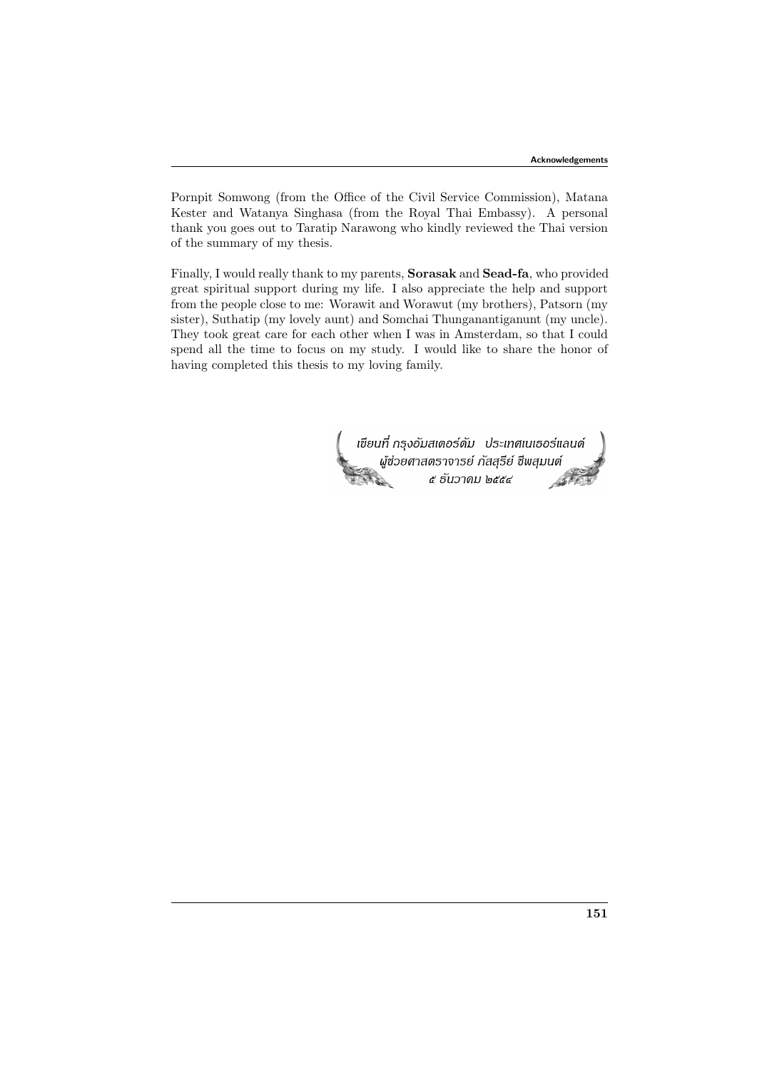Pornpit Somwong (from the Office of the Civil Service Commission), Matana Kester and Watanya Singhasa (from the Royal Thai Embassy). A personal thank you goes out to Taratip Narawong who kindly reviewed the Thai version of the summary of my thesis.

Finally, I would really thank to my parents, **Sorasak** and **Sead-fa**, who provided great spiritual support during my life. I also appreciate the help and support from the people close to me: Worawit and Worawut (my brothers), Patsorn (my sister), Suthatip (my lovely aunt) and Somchai Thunganantiganunt (my uncle). They took great care for each other when I was in Amsterdam, so that I could spend all the time to focus on my study. I would like to share the honor of having completed this thesis to my loving family.

*เขียนที่ กรุงอัมสเตอร์ดัม ประเทศเนเธอร์แลนด์*
*ผู้ช่วยศาสตราจารย์ ภัสสุรีย์ ชีพสุมนต์*
*๕ ธันวาคม ๒๕๕๔*